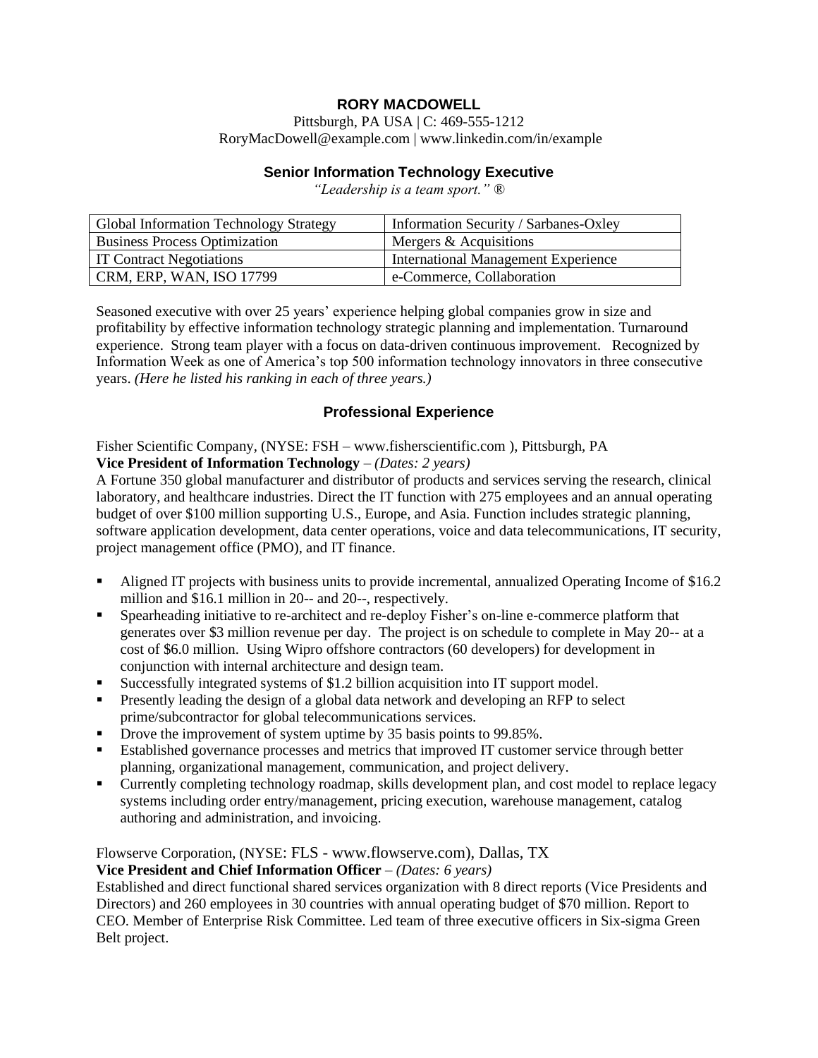# RORY MACDOWELL

Pittsburgh, PA USA | C: 469-555-1212
RoryMacDowell@example.com | www.linkedin.com/in/example

## Senior Information Technology Executive

*"Leadership is a team sport."* ®

| Global Information Technology Strategy | Information Security / Sarbanes-Oxley |
|---|---|
| Business Process Optimization | Mergers & Acquisitions |
| IT Contract Negotiations | International Management Experience |
| CRM, ERP, WAN, ISO 17799 | e-Commerce, Collaboration |

Seasoned executive with over 25 years' experience helping global companies grow in size and profitability by effective information technology strategic planning and implementation. Turnaround experience. Strong team player with a focus on data-driven continuous improvement. Recognized by Information Week as one of America's top 500 information technology innovators in three consecutive years. *(Here he listed his ranking in each of three years.)*

## Professional Experience

Fisher Scientific Company, (NYSE: FSH – www.fisherscientific.com ), Pittsburgh, PA
**Vice President of Information Technology** – *(Dates: 2 years)*
A Fortune 350 global manufacturer and distributor of products and services serving the research, clinical laboratory, and healthcare industries. Direct the IT function with 275 employees and an annual operating budget of over $100 million supporting U.S., Europe, and Asia. Function includes strategic planning, software application development, data center operations, voice and data telecommunications, IT security, project management office (PMO), and IT finance.

- Aligned IT projects with business units to provide incremental, annualized Operating Income of $16.2 million and $16.1 million in 20-- and 20--, respectively.
- Spearheading initiative to re-architect and re-deploy Fisher's on-line e-commerce platform that generates over $3 million revenue per day. The project is on schedule to complete in May 20-- at a cost of $6.0 million. Using Wipro offshore contractors (60 developers) for development in conjunction with internal architecture and design team.
- Successfully integrated systems of $1.2 billion acquisition into IT support model.
- Presently leading the design of a global data network and developing an RFP to select prime/subcontractor for global telecommunications services.
- Drove the improvement of system uptime by 35 basis points to 99.85%.
- Established governance processes and metrics that improved IT customer service through better planning, organizational management, communication, and project delivery.
- Currently completing technology roadmap, skills development plan, and cost model to replace legacy systems including order entry/management, pricing execution, warehouse management, catalog authoring and administration, and invoicing.

Flowserve Corporation, (NYSE: FLS - www.flowserve.com), Dallas, TX
**Vice President and Chief Information Officer** – *(Dates: 6 years)*
Established and direct functional shared services organization with 8 direct reports (Vice Presidents and Directors) and 260 employees in 30 countries with annual operating budget of $70 million. Report to CEO. Member of Enterprise Risk Committee. Led team of three executive officers in Six-sigma Green Belt project.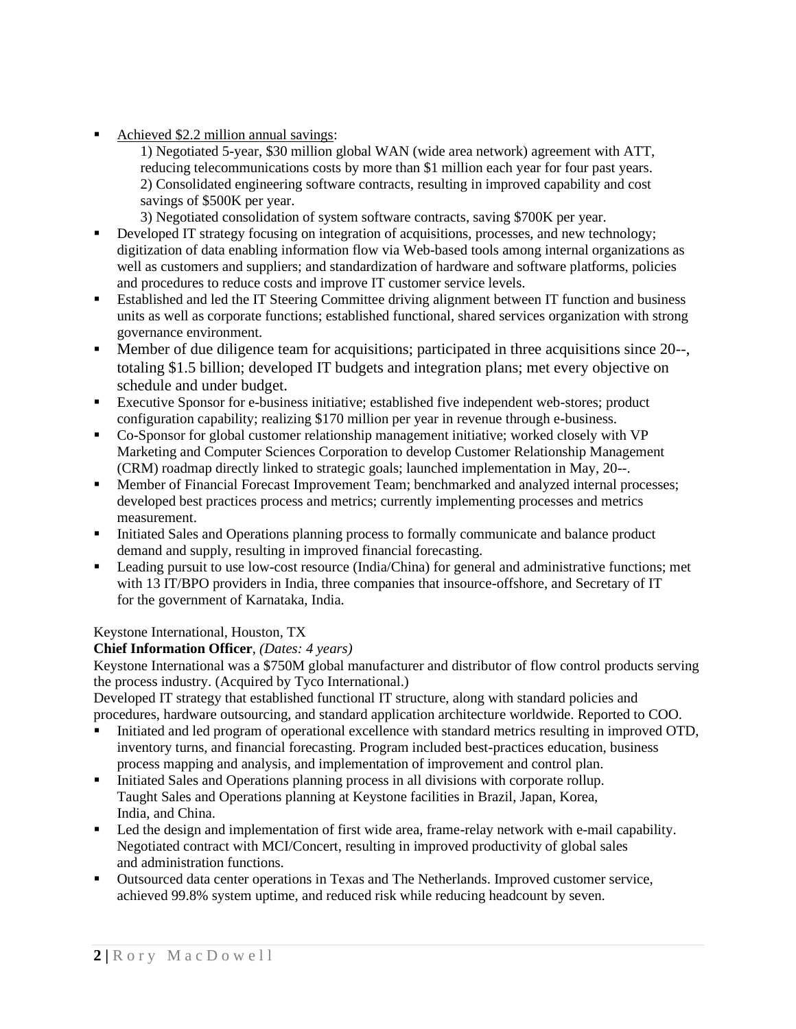- <u>Achieved $2.2 million annual savings</u>:
  1) Negotiated 5-year, $30 million global WAN (wide area network) agreement with ATT, reducing telecommunications costs by more than $1 million each year for four past years.
  2) Consolidated engineering software contracts, resulting in improved capability and cost savings of $500K per year.
  3) Negotiated consolidation of system software contracts, saving $700K per year.
- Developed IT strategy focusing on integration of acquisitions, processes, and new technology; digitization of data enabling information flow via Web-based tools among internal organizations as well as customers and suppliers; and standardization of hardware and software platforms, policies and procedures to reduce costs and improve IT customer service levels.
- Established and led the IT Steering Committee driving alignment between IT function and business units as well as corporate functions; established functional, shared services organization with strong governance environment.
- Member of due diligence team for acquisitions; participated in three acquisitions since 20--, totaling $1.5 billion; developed IT budgets and integration plans; met every objective on schedule and under budget.
- Executive Sponsor for e-business initiative; established five independent web-stores; product configuration capability; realizing $170 million per year in revenue through e-business.
- Co-Sponsor for global customer relationship management initiative; worked closely with VP Marketing and Computer Sciences Corporation to develop Customer Relationship Management (CRM) roadmap directly linked to strategic goals; launched implementation in May, 20--.
- Member of Financial Forecast Improvement Team; benchmarked and analyzed internal processes; developed best practices process and metrics; currently implementing processes and metrics measurement.
- Initiated Sales and Operations planning process to formally communicate and balance product demand and supply, resulting in improved financial forecasting.
- Leading pursuit to use low-cost resource (India/China) for general and administrative functions; met with 13 IT/BPO providers in India, three companies that insource-offshore, and Secretary of IT for the government of Karnataka, India.

Keystone International, Houston, TX

**Chief Information Officer**, *(Dates: 4 years)*

Keystone International was a $750M global manufacturer and distributor of flow control products serving the process industry. (Acquired by Tyco International.)

Developed IT strategy that established functional IT structure, along with standard policies and procedures, hardware outsourcing, and standard application architecture worldwide. Reported to COO.

- Initiated and led program of operational excellence with standard metrics resulting in improved OTD, inventory turns, and financial forecasting. Program included best-practices education, business process mapping and analysis, and implementation of improvement and control plan.
- Initiated Sales and Operations planning process in all divisions with corporate rollup. Taught Sales and Operations planning at Keystone facilities in Brazil, Japan, Korea, India, and China.
- Led the design and implementation of first wide area, frame-relay network with e-mail capability. Negotiated contract with MCI/Concert, resulting in improved productivity of global sales and administration functions.
- Outsourced data center operations in Texas and The Netherlands. Improved customer service, achieved 99.8% system uptime, and reduced risk while reducing headcount by seven.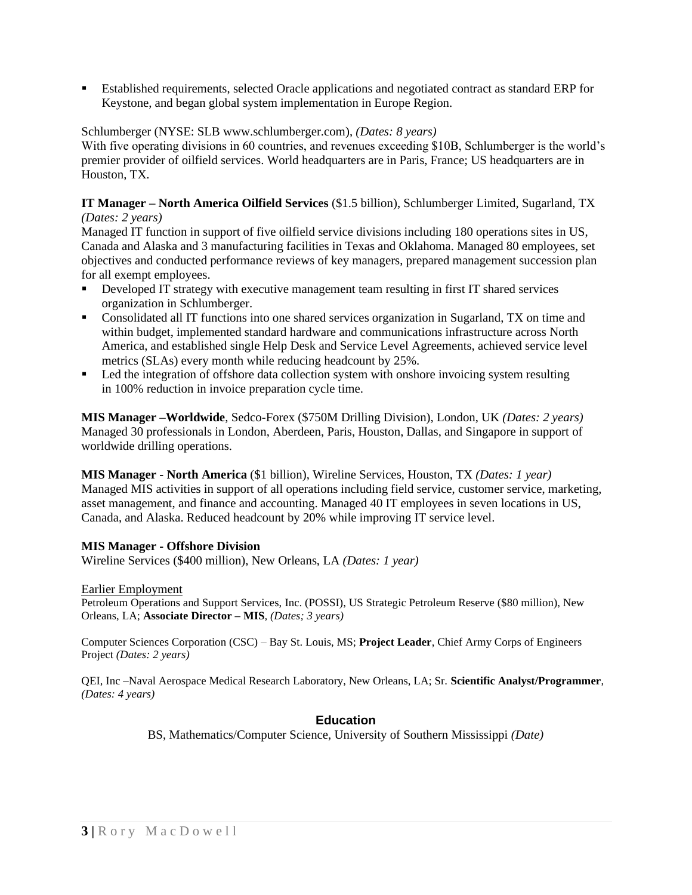- Established requirements, selected Oracle applications and negotiated contract as standard ERP for Keystone, and began global system implementation in Europe Region.

Schlumberger (NYSE: SLB www.schlumberger.com), *(Dates: 8 years)*
With five operating divisions in 60 countries, and revenues exceeding $10B, Schlumberger is the world's premier provider of oilfield services. World headquarters are in Paris, France; US headquarters are in Houston, TX.

**IT Manager – North America Oilfield Services** ($1.5 billion), Schlumberger Limited, Sugarland, TX *(Dates: 2 years)*
Managed IT function in support of five oilfield service divisions including 180 operations sites in US, Canada and Alaska and 3 manufacturing facilities in Texas and Oklahoma. Managed 80 employees, set objectives and conducted performance reviews of key managers, prepared management succession plan for all exempt employees.

- Developed IT strategy with executive management team resulting in first IT shared services organization in Schlumberger.
- Consolidated all IT functions into one shared services organization in Sugarland, TX on time and within budget, implemented standard hardware and communications infrastructure across North America, and established single Help Desk and Service Level Agreements, achieved service level metrics (SLAs) every month while reducing headcount by 25%.
- Led the integration of offshore data collection system with onshore invoicing system resulting in 100% reduction in invoice preparation cycle time.

**MIS Manager –Worldwide**, Sedco-Forex ($750M Drilling Division), London, UK *(Dates: 2 years)*
Managed 30 professionals in London, Aberdeen, Paris, Houston, Dallas, and Singapore in support of worldwide drilling operations.

**MIS Manager - North America** ($1 billion), Wireline Services, Houston, TX *(Dates: 1 year)*
Managed MIS activities in support of all operations including field service, customer service, marketing, asset management, and finance and accounting. Managed 40 IT employees in seven locations in US, Canada, and Alaska. Reduced headcount by 20% while improving IT service level.

**MIS Manager - Offshore Division**
Wireline Services ($400 million), New Orleans, LA *(Dates: 1 year)*

Earlier Employment

Petroleum Operations and Support Services, Inc. (POSSI), US Strategic Petroleum Reserve ($80 million), New Orleans, LA; **Associate Director – MIS**, *(Dates; 3 years)*

Computer Sciences Corporation (CSC) – Bay St. Louis, MS; **Project Leader**, Chief Army Corps of Engineers Project *(Dates: 2 years)*

QEI, Inc –Naval Aerospace Medical Research Laboratory, New Orleans, LA; Sr. **Scientific Analyst/Programmer**, *(Dates: 4 years)*

## Education

BS, Mathematics/Computer Science, University of Southern Mississippi *(Date)*